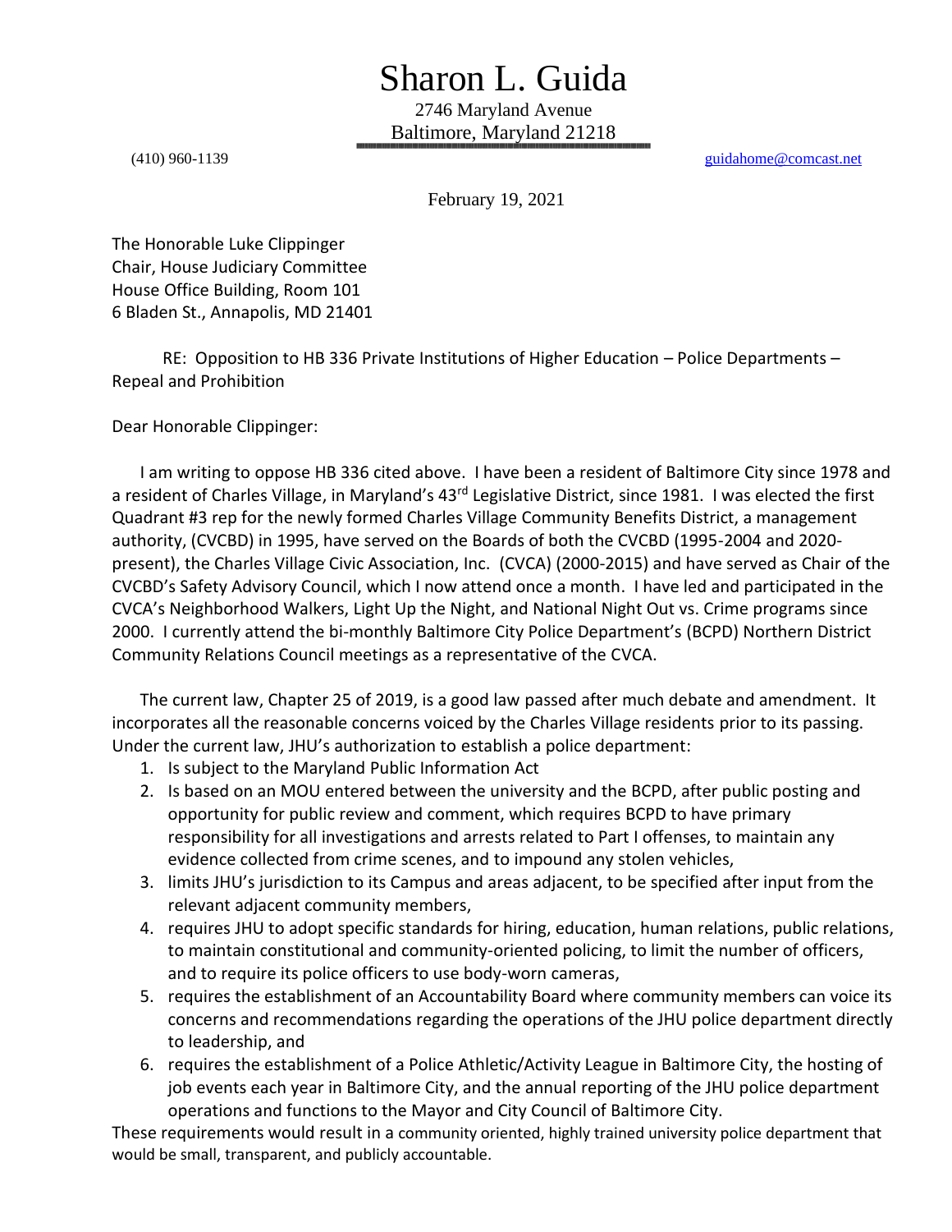# Sharon L. Guida

2746 Maryland Avenue
Baltimore, Maryland 21218

(410) 960-1139 guidahome@comcast.net

February 19, 2021

The Honorable Luke Clippinger
Chair, House Judiciary Committee
House Office Building, Room 101
6 Bladen St., Annapolis, MD 21401

RE: Opposition to HB 336 Private Institutions of Higher Education – Police Departments – Repeal and Prohibition

Dear Honorable Clippinger:

I am writing to oppose HB 336 cited above. I have been a resident of Baltimore City since 1978 and a resident of Charles Village, in Maryland's 43rd Legislative District, since 1981. I was elected the first Quadrant #3 rep for the newly formed Charles Village Community Benefits District, a management authority, (CVCBD) in 1995, have served on the Boards of both the CVCBD (1995-2004 and 2020-present), the Charles Village Civic Association, Inc. (CVCA) (2000-2015) and have served as Chair of the CVCBD's Safety Advisory Council, which I now attend once a month. I have led and participated in the CVCA's Neighborhood Walkers, Light Up the Night, and National Night Out vs. Crime programs since 2000. I currently attend the bi-monthly Baltimore City Police Department's (BCPD) Northern District Community Relations Council meetings as a representative of the CVCA.

The current law, Chapter 25 of 2019, is a good law passed after much debate and amendment. It incorporates all the reasonable concerns voiced by the Charles Village residents prior to its passing. Under the current law, JHU's authorization to establish a police department:

1. Is subject to the Maryland Public Information Act
2. Is based on an MOU entered between the university and the BCPD, after public posting and opportunity for public review and comment, which requires BCPD to have primary responsibility for all investigations and arrests related to Part I offenses, to maintain any evidence collected from crime scenes, and to impound any stolen vehicles,
3. limits JHU's jurisdiction to its Campus and areas adjacent, to be specified after input from the relevant adjacent community members,
4. requires JHU to adopt specific standards for hiring, education, human relations, public relations, to maintain constitutional and community-oriented policing, to limit the number of officers, and to require its police officers to use body-worn cameras,
5. requires the establishment of an Accountability Board where community members can voice its concerns and recommendations regarding the operations of the JHU police department directly to leadership, and
6. requires the establishment of a Police Athletic/Activity League in Baltimore City, the hosting of job events each year in Baltimore City, and the annual reporting of the JHU police department operations and functions to the Mayor and City Council of Baltimore City.

These requirements would result in a community oriented, highly trained university police department that would be small, transparent, and publicly accountable.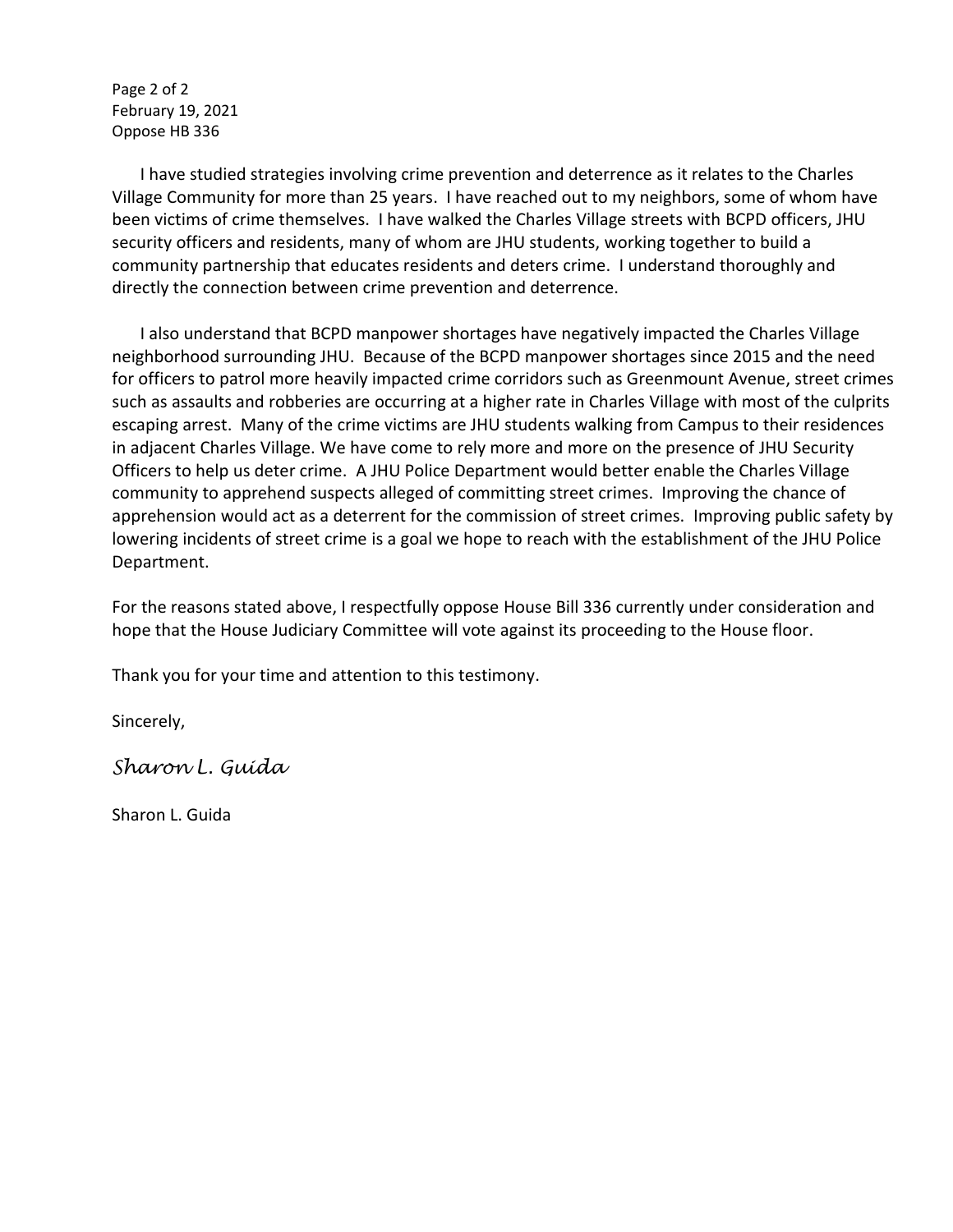I have studied strategies involving crime prevention and deterrence as it relates to the Charles Village Community for more than 25 years. I have reached out to my neighbors, some of whom have been victims of crime themselves. I have walked the Charles Village streets with BCPD officers, JHU security officers and residents, many of whom are JHU students, working together to build a community partnership that educates residents and deters crime. I understand thoroughly and directly the connection between crime prevention and deterrence.

I also understand that BCPD manpower shortages have negatively impacted the Charles Village neighborhood surrounding JHU. Because of the BCPD manpower shortages since 2015 and the need for officers to patrol more heavily impacted crime corridors such as Greenmount Avenue, street crimes such as assaults and robberies are occurring at a higher rate in Charles Village with most of the culprits escaping arrest. Many of the crime victims are JHU students walking from Campus to their residences in adjacent Charles Village. We have come to rely more and more on the presence of JHU Security Officers to help us deter crime. A JHU Police Department would better enable the Charles Village community to apprehend suspects alleged of committing street crimes. Improving the chance of apprehension would act as a deterrent for the commission of street crimes. Improving public safety by lowering incidents of street crime is a goal we hope to reach with the establishment of the JHU Police Department.

For the reasons stated above, I respectfully oppose House Bill 336 currently under consideration and hope that the House Judiciary Committee will vote against its proceeding to the House floor.

Thank you for your time and attention to this testimony.

Sincerely,

*Sharon L. Guida*

Sharon L. Guida